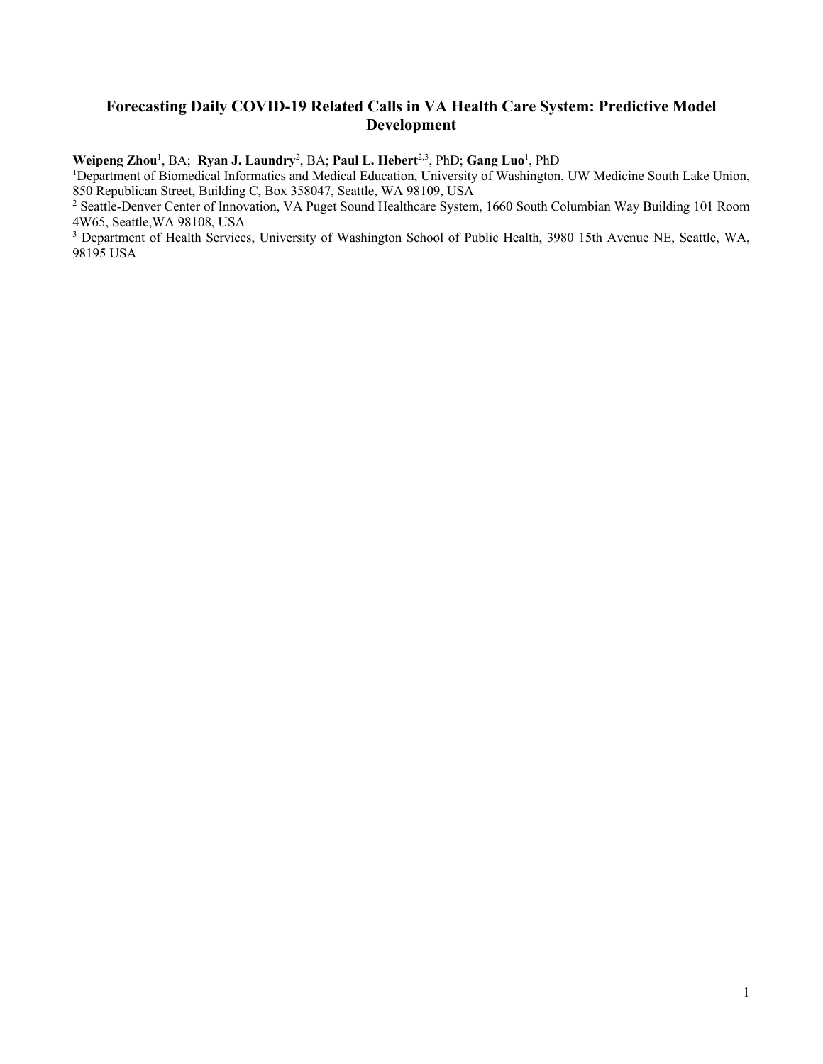# Forecasting Daily COVID-19 Related Calls in VA Health Care System: Predictive Model Development

**Weipeng Zhou**[1], BA; **Ryan J. Laundry**[2], BA; **Paul L. Hebert**[2,3], PhD; **Gang Luo**[1], PhD

[1]Department of Biomedical Informatics and Medical Education, University of Washington, UW Medicine South Lake Union, 850 Republican Street, Building C, Box 358047, Seattle, WA 98109, USA

[2] Seattle-Denver Center of Innovation, VA Puget Sound Healthcare System, 1660 South Columbian Way Building 101 Room 4W65, Seattle,WA 98108, USA

[3] Department of Health Services, University of Washington School of Public Health, 3980 15th Avenue NE, Seattle, WA, 98195 USA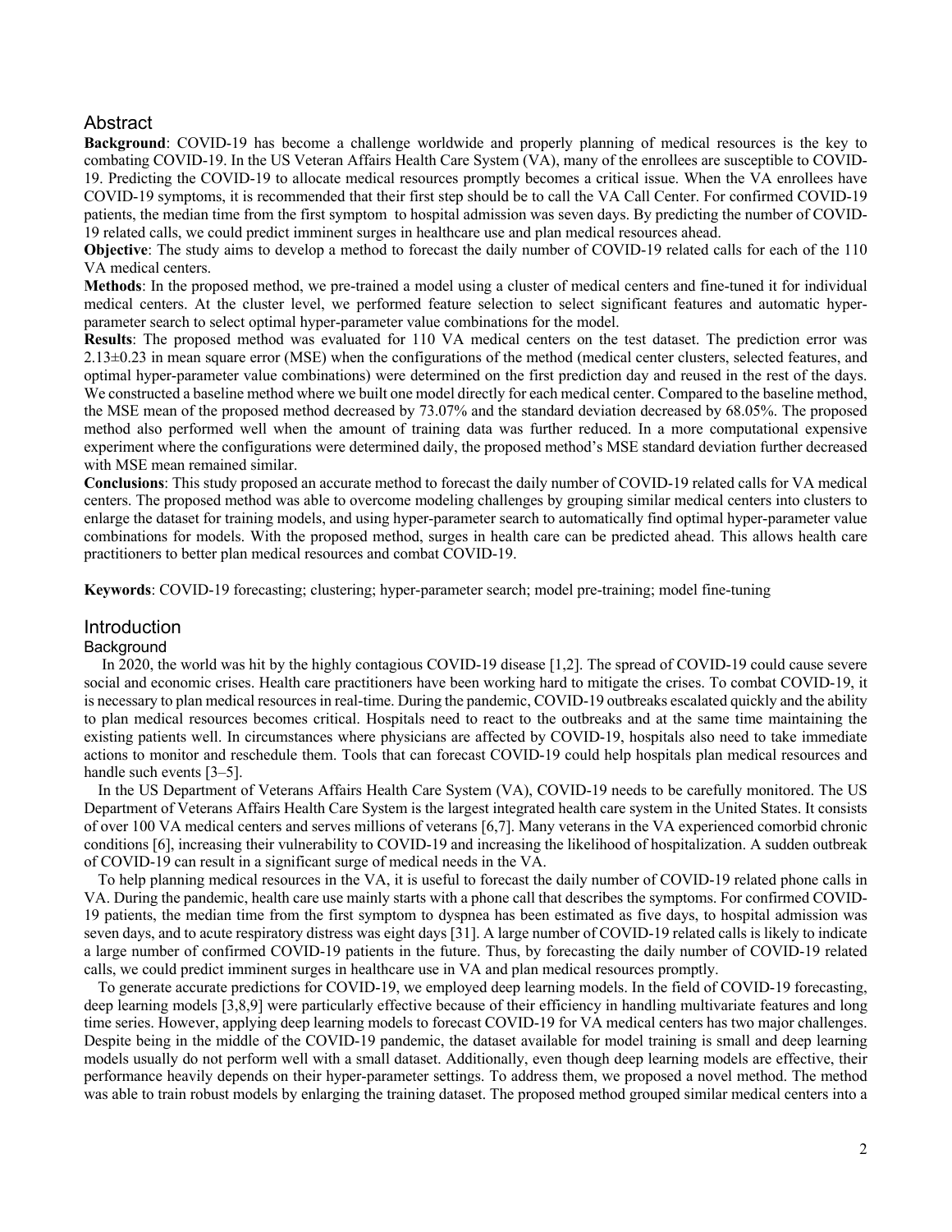## Abstract

**Background**: COVID-19 has become a challenge worldwide and properly planning of medical resources is the key to combating COVID-19. In the US Veteran Affairs Health Care System (VA), many of the enrollees are susceptible to COVID-19. Predicting the COVID-19 to allocate medical resources promptly becomes a critical issue. When the VA enrollees have COVID-19 symptoms, it is recommended that their first step should be to call the VA Call Center. For confirmed COVID-19 patients, the median time from the first symptom to hospital admission was seven days. By predicting the number of COVID-19 related calls, we could predict imminent surges in healthcare use and plan medical resources ahead.

**Objective**: The study aims to develop a method to forecast the daily number of COVID-19 related calls for each of the 110 VA medical centers.

**Methods**: In the proposed method, we pre-trained a model using a cluster of medical centers and fine-tuned it for individual medical centers. At the cluster level, we performed feature selection to select significant features and automatic hyper-parameter search to select optimal hyper-parameter value combinations for the model.

**Results**: The proposed method was evaluated for 110 VA medical centers on the test dataset. The prediction error was 2.13±0.23 in mean square error (MSE) when the configurations of the method (medical center clusters, selected features, and optimal hyper-parameter value combinations) were determined on the first prediction day and reused in the rest of the days. We constructed a baseline method where we built one model directly for each medical center. Compared to the baseline method, the MSE mean of the proposed method decreased by 73.07% and the standard deviation decreased by 68.05%. The proposed method also performed well when the amount of training data was further reduced. In a more computational expensive experiment where the configurations were determined daily, the proposed method's MSE standard deviation further decreased with MSE mean remained similar.

**Conclusions**: This study proposed an accurate method to forecast the daily number of COVID-19 related calls for VA medical centers. The proposed method was able to overcome modeling challenges by grouping similar medical centers into clusters to enlarge the dataset for training models, and using hyper-parameter search to automatically find optimal hyper-parameter value combinations for models. With the proposed method, surges in health care can be predicted ahead. This allows health care practitioners to better plan medical resources and combat COVID-19.

**Keywords**: COVID-19 forecasting; clustering; hyper-parameter search; model pre-training; model fine-tuning

## Introduction

### Background

In 2020, the world was hit by the highly contagious COVID-19 disease [1,2]. The spread of COVID-19 could cause severe social and economic crises. Health care practitioners have been working hard to mitigate the crises. To combat COVID-19, it is necessary to plan medical resources in real-time. During the pandemic, COVID-19 outbreaks escalated quickly and the ability to plan medical resources become critical. Hospitals need to react to the outbreaks and at the same time maintaining the existing patients well. In circumstances where physicians are affected by COVID-19, hospitals also need to take immediate actions to monitor and reschedule them. Tools that can forecast COVID-19 could help hospitals plan medical resources and handle such events [3–5].

In the US Department of Veterans Affairs Health Care System (VA), COVID-19 needs to be carefully monitored. The US Department of Veterans Affairs Health Care System is the largest integrated health care system in the United States. It consists of over 100 VA medical centers and serves millions of veterans [6,7]. Many veterans in the VA experienced comorbid chronic conditions [6], increasing their vulnerability to COVID-19 and increasing the likelihood of hospitalization. A sudden outbreak of COVID-19 can result in a significant surge of medical needs in the VA.

To help planning medical resources in the VA, it is useful to forecast the daily number of COVID-19 related phone calls in VA. During the pandemic, health care use mainly starts with a phone call that describes the symptoms. For confirmed COVID-19 patients, the median time from the first symptom to dyspnea has been estimated as five days, to hospital admission was seven days, and to acute respiratory distress was eight days [31]. A large number of COVID-19 related calls is likely to indicate a large number of confirmed COVID-19 patients in the future. Thus, by forecasting the daily number of COVID-19 related calls, we could predict imminent surges in healthcare use in VA and plan medical resources promptly.

To generate accurate predictions for COVID-19, we employed deep learning models. In the field of COVID-19 forecasting, deep learning models [3,8,9] were particularly effective because of their efficiency in handling multivariate features and long time series. However, applying deep learning models to forecast COVID-19 for VA medical centers has two major challenges. Despite being in the middle of the COVID-19 pandemic, the dataset available for model training is small and deep learning models usually do not perform well with a small dataset. Additionally, even though deep learning models are effective, their performance heavily depends on their hyper-parameter settings. To address them, we proposed a novel method. The method was able to train robust models by enlarging the training dataset. The proposed method grouped similar medical centers into a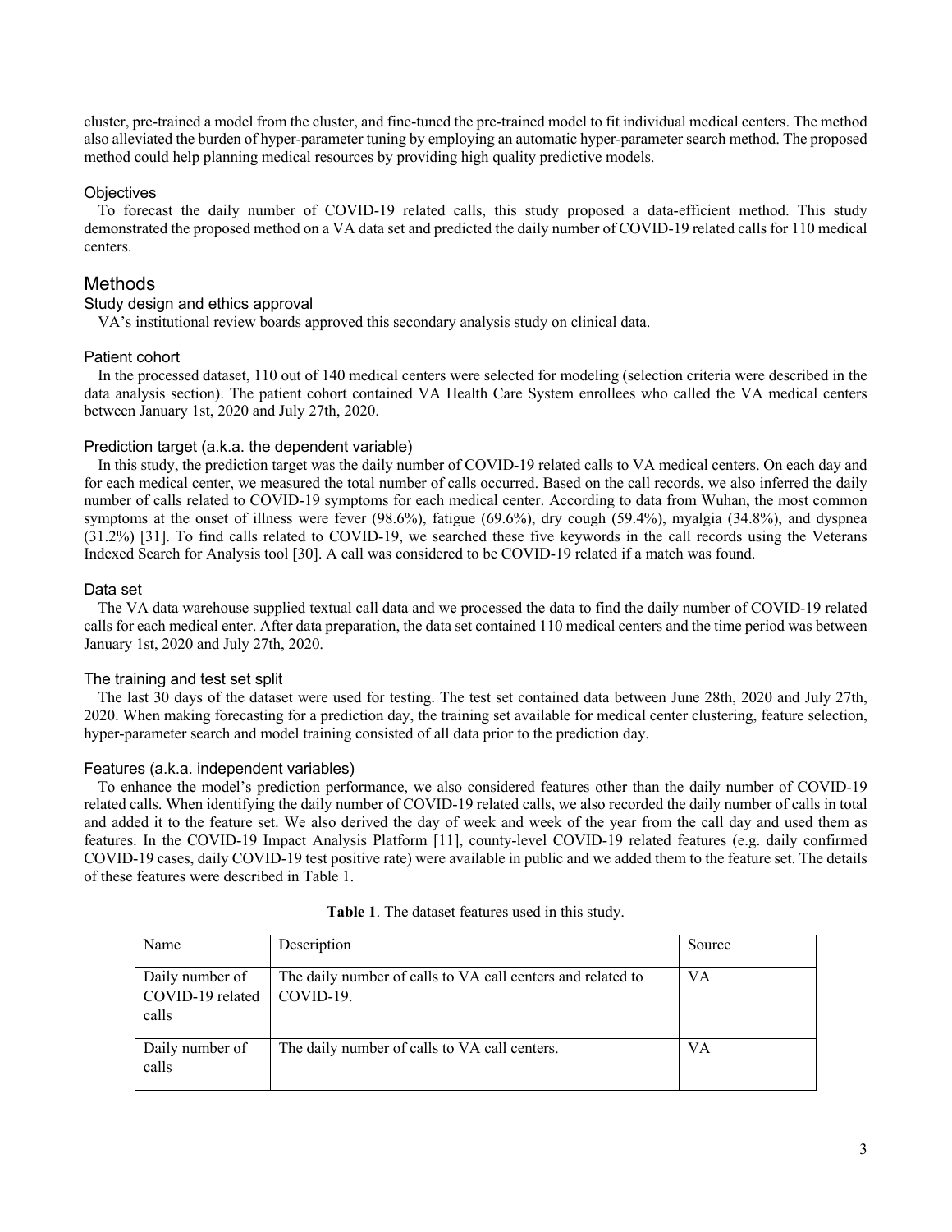cluster, pre-trained a model from the cluster, and fine-tuned the pre-trained model to fit individual medical centers. The method also alleviated the burden of hyper-parameter tuning by employing an automatic hyper-parameter search method. The proposed method could help planning medical resources by providing high quality predictive models.

### Objectives

To forecast the daily number of COVID-19 related calls, this study proposed a data-efficient method. This study demonstrated the proposed method on a VA data set and predicted the daily number of COVID-19 related calls for 110 medical centers.

## Methods

### Study design and ethics approval

VA's institutional review boards approved this secondary analysis study on clinical data.

### Patient cohort

In the processed dataset, 110 out of 140 medical centers were selected for modeling (selection criteria were described in the data analysis section). The patient cohort contained VA Health Care System enrollees who called the VA medical centers between January 1st, 2020 and July 27th, 2020.

### Prediction target (a.k.a. the dependent variable)

In this study, the prediction target was the daily number of COVID-19 related calls to VA medical centers. On each day and for each medical center, we measured the total number of calls occurred. Based on the call records, we also inferred the daily number of calls related to COVID-19 symptoms for each medical center. According to data from Wuhan, the most common symptoms at the onset of illness were fever (98.6%), fatigue (69.6%), dry cough (59.4%), myalgia (34.8%), and dyspnea (31.2%) [31]. To find calls related to COVID-19, we searched these five keywords in the call records using the Veterans Indexed Search for Analysis tool [30]. A call was considered to be COVID-19 related if a match was found.

### Data set

The VA data warehouse supplied textual call data and we processed the data to find the daily number of COVID-19 related calls for each medical enter. After data preparation, the data set contained 110 medical centers and the time period was between January 1st, 2020 and July 27th, 2020.

### The training and test set split

The last 30 days of the dataset were used for testing. The test set contained data between June 28th, 2020 and July 27th, 2020. When making forecasting for a prediction day, the training set available for medical center clustering, feature selection, hyper-parameter search and model training consisted of all data prior to the prediction day.

### Features (a.k.a. independent variables)

To enhance the model's prediction performance, we also considered features other than the daily number of COVID-19 related calls. When identifying the daily number of COVID-19 related calls, we also recorded the daily number of calls in total and added it to the feature set. We also derived the day of week and week of the year from the call day and used them as features. In the COVID-19 Impact Analysis Platform [11], county-level COVID-19 related features (e.g. daily confirmed COVID-19 cases, daily COVID-19 test positive rate) were available in public and we added them to the feature set. The details of these features were described in Table 1.

**Table 1**. The dataset features used in this study.

| Name | Description | Source |
|---|---|---|
| Daily number of COVID-19 related calls | The daily number of calls to VA call centers and related to COVID-19. | VA |
| Daily number of calls | The daily number of calls to VA call centers. | VA |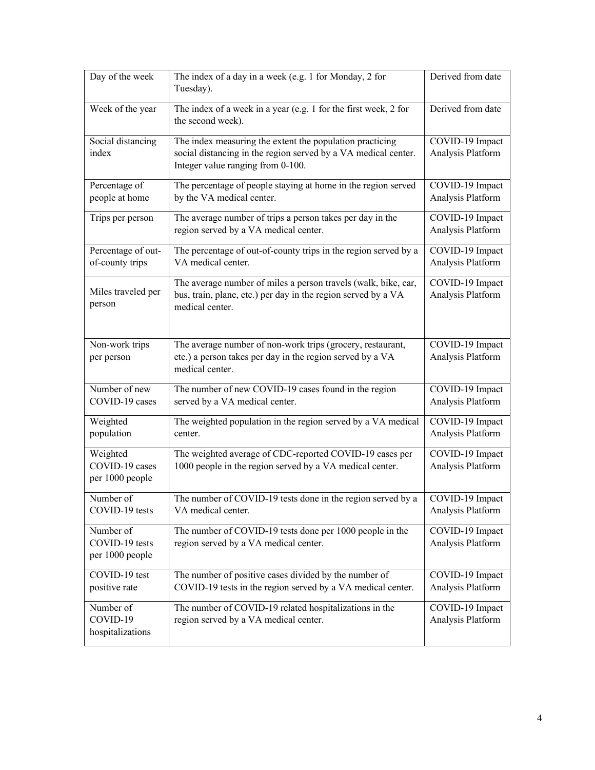| Day of the week | The index of a day in a week (e.g. 1 for Monday, 2 for Tuesday). | Derived from date |
|---|---|---|
| Week of the year | The index of a week in a year (e.g. 1 for the first week, 2 for the second week). | Derived from date |
| Social distancing index | The index measuring the extent the population practicing social distancing in the region served by a VA medical center. Integer value ranging from 0-100. | COVID-19 Impact Analysis Platform |
| Percentage of people at home | The percentage of people staying at home in the region served by the VA medical center. | COVID-19 Impact Analysis Platform |
| Trips per person | The average number of trips a person takes per day in the region served by a VA medical center. | COVID-19 Impact Analysis Platform |
| Percentage of out-of-county trips | The percentage of out-of-county trips in the region served by a VA medical center. | COVID-19 Impact Analysis Platform |
| Miles traveled per person | The average number of miles a person travels (walk, bike, car, bus, train, plane, etc.) per day in the region served by a VA medical center. | COVID-19 Impact Analysis Platform |
| Non-work trips per person | The average number of non-work trips (grocery, restaurant, etc.) a person takes per day in the region served by a VA medical center. | COVID-19 Impact Analysis Platform |
| Number of new COVID-19 cases | The number of new COVID-19 cases found in the region served by a VA medical center. | COVID-19 Impact Analysis Platform |
| Weighted population | The weighted population in the region served by a VA medical center. | COVID-19 Impact Analysis Platform |
| Weighted COVID-19 cases per 1000 people | The weighted average of CDC-reported COVID-19 cases per 1000 people in the region served by a VA medical center. | COVID-19 Impact Analysis Platform |
| Number of COVID-19 tests | The number of COVID-19 tests done in the region served by a VA medical center. | COVID-19 Impact Analysis Platform |
| Number of COVID-19 tests per 1000 people | The number of COVID-19 tests done per 1000 people in the region served by a VA medical center. | COVID-19 Impact Analysis Platform |
| COVID-19 test positive rate | The number of positive cases divided by the number of COVID-19 tests in the region served by a VA medical center. | COVID-19 Impact Analysis Platform |
| Number of COVID-19 hospitalizations | The number of COVID-19 related hospitalizations in the region served by a VA medical center. | COVID-19 Impact Analysis Platform |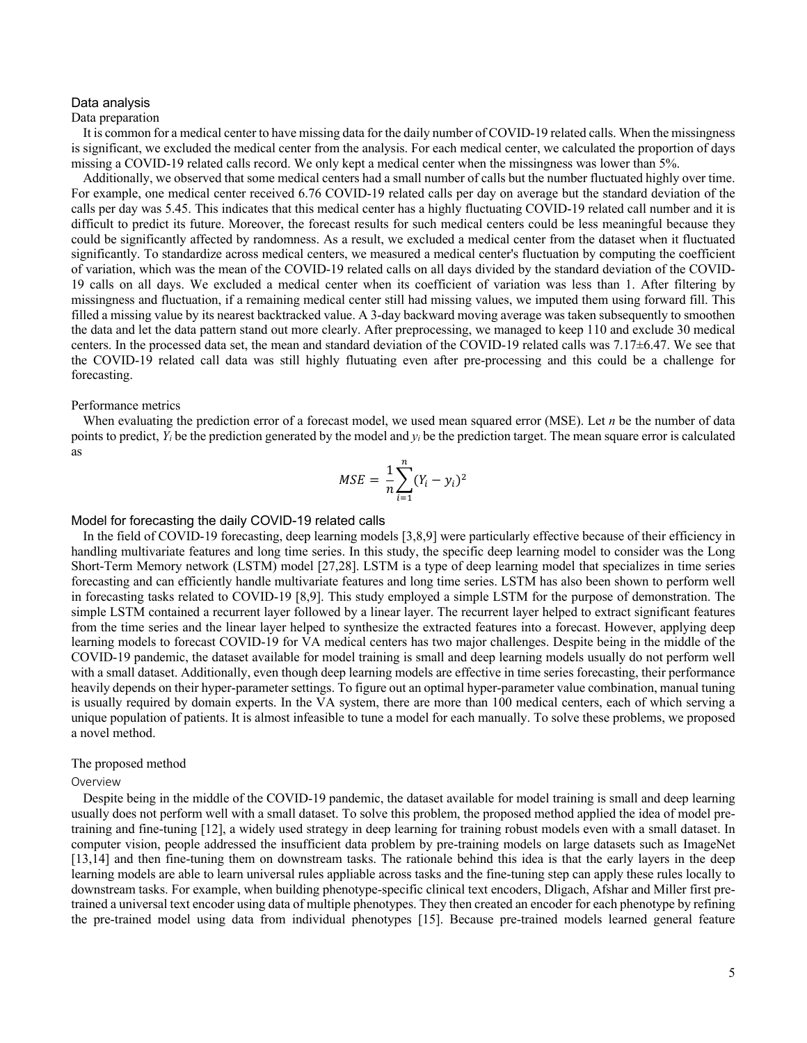## Data analysis

### Data preparation

It is common for a medical center to have missing data for the daily number of COVID-19 related calls. When the missingness is significant, we excluded the medical center from the analysis. For each medical center, we calculated the proportion of days missing a COVID-19 related calls record. We only kept a medical center when the missingness was lower than 5%.

Additionally, we observed that some medical centers had a small number of calls but the number fluctuated highly over time. For example, one medical center received 6.76 COVID-19 related calls per day on average but the standard deviation of the calls per day was 5.45. This indicates that this medical center has a highly fluctuating COVID-19 related call number and it is difficult to predict its future. Moreover, the forecast results for such medical centers could be less meaningful because they could be significantly affected by randomness. As a result, we excluded a medical center from the dataset when it fluctuated significantly. To standardize across medical centers, we measured a medical center's fluctuation by computing the coefficient of variation, which was the mean of the COVID-19 related calls on all days divided by the standard deviation of the COVID-19 calls on all days. We excluded a medical center when its coefficient of variation was less than 1. After filtering by missingness and fluctuation, if a remaining medical center still had missing values, we imputed them using forward fill. This filled a missing value by its nearest backtracked value. A 3-day backward moving average was taken subsequently to smoothen the data and let the data pattern stand out more clearly. After preprocessing, we managed to keep 110 and exclude 30 medical centers. In the processed data set, the mean and standard deviation of the COVID-19 related calls was 7.17±6.47. We see that the COVID-19 related call data was still highly flutuating even after pre-processing and this could be a challenge for forecasting.

### Performance metrics

When evaluating the prediction error of a forecast model, we used mean squared error (MSE). Let $n$ be the number of data points to predict, $Y_i$ be the prediction generated by the model and $y_i$ be the prediction target. The mean square error is calculated as

$$MSE = \frac{1}{n}\sum_{i=1}^{n}(Y_i - y_i)^2$$

## Model for forecasting the daily COVID-19 related calls

In the field of COVID-19 forecasting, deep learning models [3,8,9] were particularly effective because of their efficiency in handling multivariate features and long time series. In this study, the specific deep learning model to consider was the Long Short-Term Memory network (LSTM) model [27,28]. LSTM is a type of deep learning model that specializes in time series forecasting and can efficiently handle multivariate features and long time series. LSTM has also been shown to perform well in forecasting tasks related to COVID-19 [8,9]. This study employed a simple LSTM for the purpose of demonstration. The simple LSTM contained a recurrent layer followed by a linear layer. The recurrent layer helped to extract significant features from the time series and the linear layer helped to synthesize the extracted features into a forecast. However, applying deep learning models to forecast COVID-19 for VA medical centers has two major challenges. Despite being in the middle of the COVID-19 pandemic, the dataset available for model training is small and deep learning models usually do not perform well with a small dataset. Additionally, even though deep learning models are effective in time series forecasting, their performance heavily depends on their hyper-parameter settings. To figure out an optimal hyper-parameter value combination, manual tuning is usually required by domain experts. In the VA system, there are more than 100 medical centers, each of which serving a unique population of patients. It is almost infeasible to tune a model for each manually. To solve these problems, we proposed a novel method.

### The proposed method

#### Overview

Despite being in the middle of the COVID-19 pandemic, the dataset available for model training is small and deep learning usually does not perform well with a small dataset. To solve this problem, the proposed method applied the idea of model pre-training and fine-tuning [12], a widely used strategy in deep learning for training robust models even with a small dataset. In computer vision, people addressed the insufficient data problem by pre-training models on large datasets such as ImageNet [13,14] and then fine-tuning them on downstream tasks. The rationale behind this idea is that the early layers in the deep learning models are able to learn universal rules appliable across tasks and the fine-tuning step can apply these rules locally to downstream tasks. For example, when building phenotype-specific clinical text encoders, Dligach, Afshar and Miller first pre-trained a universal text encoder using data of multiple phenotypes. They then created an encoder for each phenotype by refining the pre-trained model using data from individual phenotypes [15]. Because pre-trained models learned general feature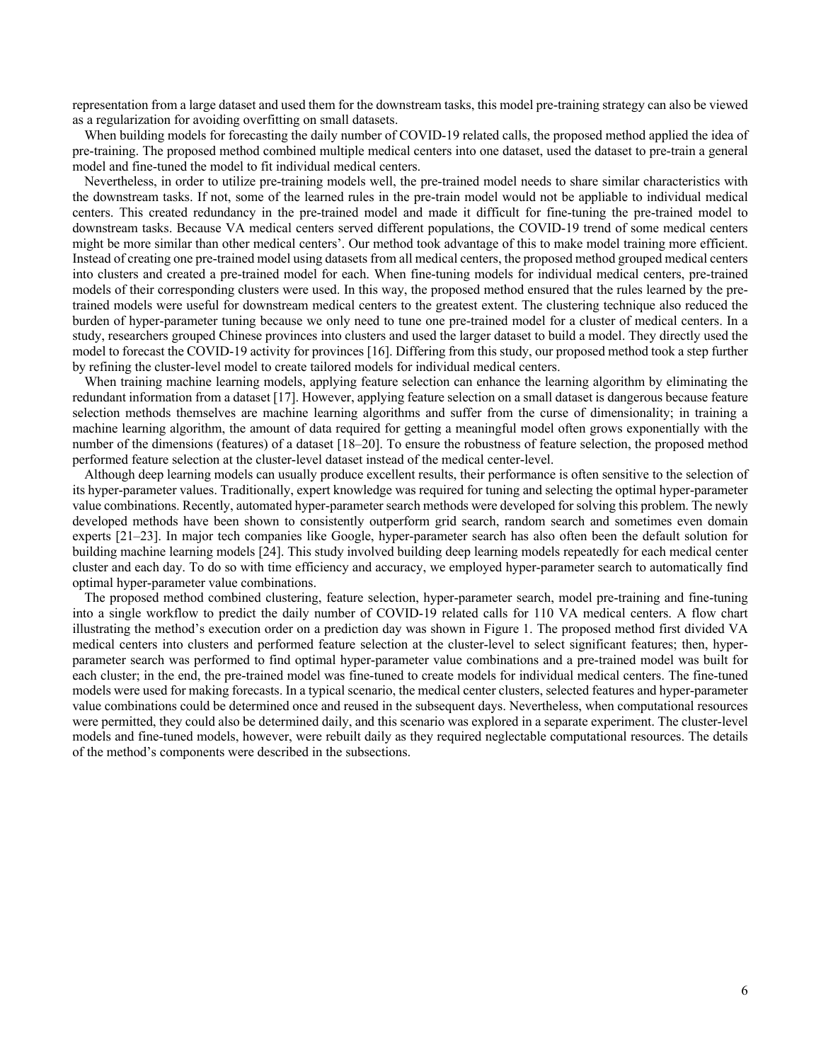representation from a large dataset and used them for the downstream tasks, this model pre-training strategy can also be viewed as a regularization for avoiding overfitting on small datasets.

When building models for forecasting the daily number of COVID-19 related calls, the proposed method applied the idea of pre-training. The proposed method combined multiple medical centers into one dataset, used the dataset to pre-train a general model and fine-tuned the model to fit individual medical centers.

Nevertheless, in order to utilize pre-training models well, the pre-trained model needs to share similar characteristics with the downstream tasks. If not, some of the learned rules in the pre-train model would not be appliable to individual medical centers. This created redundancy in the pre-trained model and made it difficult for fine-tuning the pre-trained model to downstream tasks. Because VA medical centers served different populations, the COVID-19 trend of some medical centers might be more similar than other medical centers'. Our method took advantage of this to make model training more efficient. Instead of creating one pre-trained model using datasets from all medical centers, the proposed method grouped medical centers into clusters and created a pre-trained model for each. When fine-tuning models for individual medical centers, pre-trained models of their corresponding clusters were used. In this way, the proposed method ensured that the rules learned by the pre-trained models were useful for downstream medical centers to the greatest extent. The clustering technique also reduced the burden of hyper-parameter tuning because we only need to tune one pre-trained model for a cluster of medical centers. In a study, researchers grouped Chinese provinces into clusters and used the larger dataset to build a model. They directly used the model to forecast the COVID-19 activity for provinces [16]. Differing from this study, our proposed method took a step further by refining the cluster-level model to create tailored models for individual medical centers.

When training machine learning models, applying feature selection can enhance the learning algorithm by eliminating the redundant information from a dataset [17]. However, applying feature selection on a small dataset is dangerous because feature selection methods themselves are machine learning algorithms and suffer from the curse of dimensionality; in training a machine learning algorithm, the amount of data required for getting a meaningful model often grows exponentially with the number of the dimensions (features) of a dataset [18–20]. To ensure the robustness of feature selection, the proposed method performed feature selection at the cluster-level dataset instead of the medical center-level.

Although deep learning models can usually produce excellent results, their performance is often sensitive to the selection of its hyper-parameter values. Traditionally, expert knowledge was required for tuning and selecting the optimal hyper-parameter value combinations. Recently, automated hyper-parameter search methods were developed for solving this problem. The newly developed methods have been shown to consistently outperform grid search, random search and sometimes even domain experts [21–23]. In major tech companies like Google, hyper-parameter search has also often been the default solution for building machine learning models [24]. This study involved building deep learning models repeatedly for each medical center cluster and each day. To do so with time efficiency and accuracy, we employed hyper-parameter search to automatically find optimal hyper-parameter value combinations.

The proposed method combined clustering, feature selection, hyper-parameter search, model pre-training and fine-tuning into a single workflow to predict the daily number of COVID-19 related calls for 110 VA medical centers. A flow chart illustrating the method's execution order on a prediction day was shown in Figure 1. The proposed method first divided VA medical centers into clusters and performed feature selection at the cluster-level to select significant features; then, hyper-parameter search was performed to find optimal hyper-parameter value combinations and a pre-trained model was built for each cluster; in the end, the pre-trained model was fine-tuned to create models for individual medical centers. The fine-tuned models were used for making forecasts. In a typical scenario, the medical center clusters, selected features and hyper-parameter value combinations could be determined once and reused in the subsequent days. Nevertheless, when computational resources were permitted, they could also be determined daily, and this scenario was explored in a separate experiment. The cluster-level models and fine-tuned models, however, were rebuilt daily as they required neglectable computational resources. The details of the method's components were described in the subsections.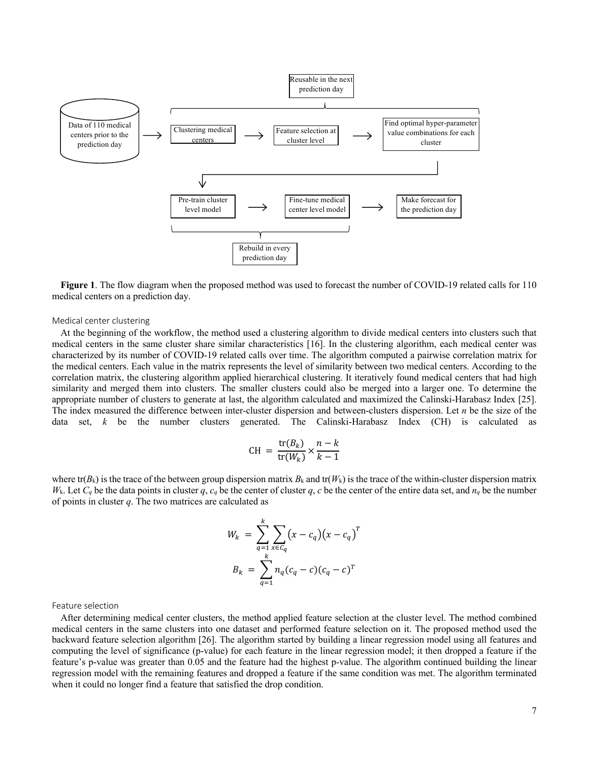Reusable in the next prediction day

Data of 110 medical centers prior to the prediction day → Clustering medical centers → Feature selection at cluster level → Find optimal hyper-parameter value combinations for each cluster

→ Pre-train cluster level model → Fine-tune medical center level model → Make forecast for the prediction day

Rebuild in every prediction day

**Figure 1**. The flow diagram when the proposed method was used to forecast the number of COVID-19 related calls for 110 medical centers on a prediction day.

### Medical center clustering

At the beginning of the workflow, the method used a clustering algorithm to divide medical centers into clusters such that medical centers in the same cluster share similar characteristics [16]. In the clustering algorithm, each medical center was characterized by its number of COVID-19 related calls over time. The algorithm computed a pairwise correlation matrix for the medical centers. Each value in the matrix represents the level of similarity between two medical centers. According to the correlation matrix, the clustering algorithm applied hierarchical clustering. It iteratively found medical centers that had high similarity and merged them into clusters. The smaller clusters could also be merged into a larger one. To determine the appropriate number of clusters to generate at last, the algorithm calculated and maximized the Calinski-Harabasz Index [25]. The index measured the difference between inter-cluster dispersion and between-clusters dispersion. Let $n$ be the size of the data set, $k$ be the number clusters generated. The Calinski-Harabasz Index (CH) is calculated as

$$\mathrm{CH} = \frac{\mathrm{tr}(B_k)}{\mathrm{tr}(W_k)} \times \frac{n-k}{k-1}$$

where $\mathrm{tr}(B_k)$ is the trace of the between group dispersion matrix $B_k$ and $\mathrm{tr}(W_k)$ is the trace of the within-cluster dispersion matrix $W_k$. Let $C_q$ be the data points in cluster $q$, $c_q$ be the center of cluster $q$, $c$ be the center of the entire data set, and $n_q$ be the number of points in cluster $q$. The two matrices are calculated as

$$W_k = \sum_{q=1}^{k} \sum_{x \in C_q} (x - c_q)(x - c_q)^T$$

$$B_k = \sum_{q=1}^{k} n_q (c_q - c)(c_q - c)^T$$

### Feature selection

After determining medical center clusters, the method applied feature selection at the cluster level. The method combined medical centers in the same clusters into one dataset and performed feature selection on it. The proposed method used the backward feature selection algorithm [26]. The algorithm started by building a linear regression model using all features and computing the level of significance (p-value) for each feature in the linear regression model; it then dropped a feature if the feature's p-value was greater than 0.05 and the feature had the highest p-value. The algorithm continued building the linear regression model with the remaining features and dropped a feature if the same condition was met. The algorithm terminated when it could no longer find a feature that satisfied the drop condition.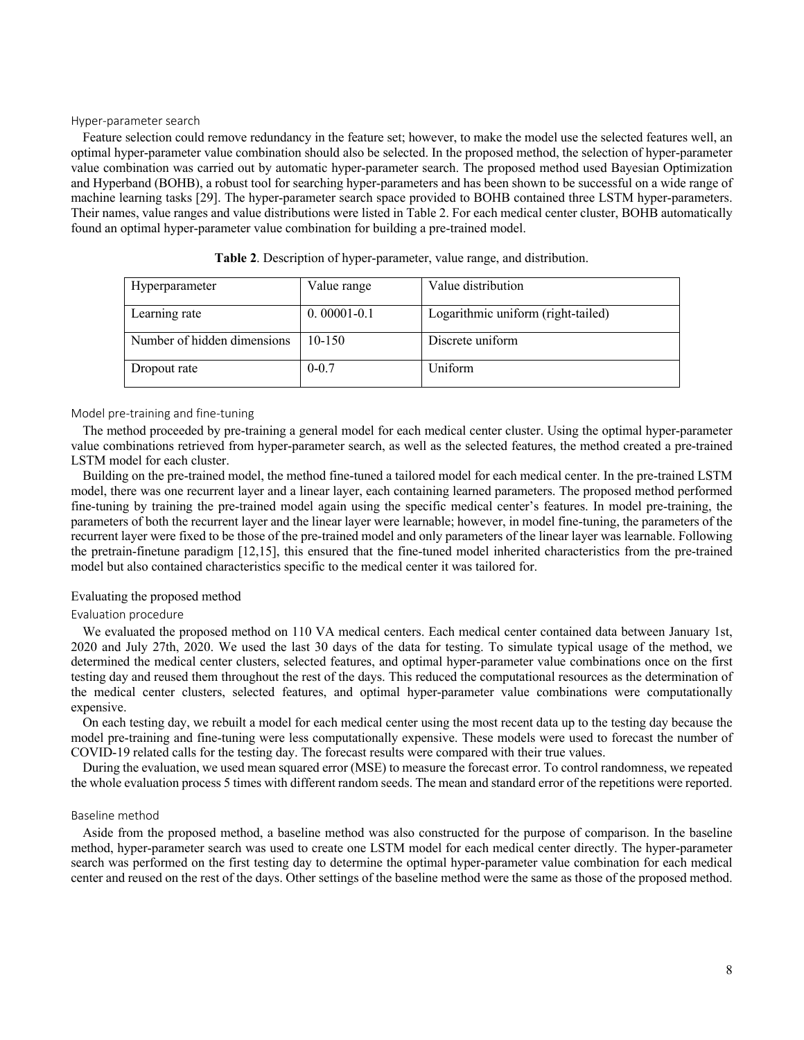### Hyper-parameter search

Feature selection could remove redundancy in the feature set; however, to make the model use the selected features well, an optimal hyper-parameter value combination should also be selected. In the proposed method, the selection of hyper-parameter value combination was carried out by automatic hyper-parameter search. The proposed method used Bayesian Optimization and Hyperband (BOHB), a robust tool for searching hyper-parameters and has been shown to be successful on a wide range of machine learning tasks [29]. The hyper-parameter search space provided to BOHB contained three LSTM hyper-parameters. Their names, value ranges and value distributions were listed in Table 2. For each medical center cluster, BOHB automatically found an optimal hyper-parameter value combination for building a pre-trained model.

**Table 2**. Description of hyper-parameter, value range, and distribution.

| Hyperparameter | Value range | Value distribution |
| --- | --- | --- |
| Learning rate | 0. 00001-0.1 | Logarithmic uniform (right-tailed) |
| Number of hidden dimensions | 10-150 | Discrete uniform |
| Dropout rate | 0-0.7 | Uniform |

### Model pre-training and fine-tuning

The method proceeded by pre-training a general model for each medical center cluster. Using the optimal hyper-parameter value combinations retrieved from hyper-parameter search, as well as the selected features, the method created a pre-trained LSTM model for each cluster.

Building on the pre-trained model, the method fine-tuned a tailored model for each medical center. In the pre-trained LSTM model, there was one recurrent layer and a linear layer, each containing learned parameters. The proposed method performed fine-tuning by training the pre-trained model again using the specific medical center's features. In model pre-training, the parameters of both the recurrent layer and the linear layer were learnable; however, in model fine-tuning, the parameters of the recurrent layer were fixed to be those of the pre-trained model and only parameters of the linear layer was learnable. Following the pretrain-finetune paradigm [12,15], this ensured that the fine-tuned model inherited characteristics from the pre-trained model but also contained characteristics specific to the medical center it was tailored for.

## Evaluating the proposed method

### Evaluation procedure

We evaluated the proposed method on 110 VA medical centers. Each medical center contained data between January 1st, 2020 and July 27th, 2020. We used the last 30 days of the data for testing. To simulate typical usage of the method, we determined the medical center clusters, selected features, and optimal hyper-parameter value combinations once on the first testing day and reused them throughout the rest of the days. This reduced the computational resources as the determination of the medical center clusters, selected features, and optimal hyper-parameter value combinations were computationally expensive.

On each testing day, we rebuilt a model for each medical center using the most recent data up to the testing day because the model pre-training and fine-tuning were less computationally expensive. These models were used to forecast the number of COVID-19 related calls for the testing day. The forecast results were compared with their true values.

During the evaluation, we used mean squared error (MSE) to measure the forecast error. To control randomness, we repeated the whole evaluation process 5 times with different random seeds. The mean and standard error of the repetitions were reported.

### Baseline method

Aside from the proposed method, a baseline method was also constructed for the purpose of comparison. In the baseline method, hyper-parameter search was used to create one LSTM model for each medical center directly. The hyper-parameter search was performed on the first testing day to determine the optimal hyper-parameter value combination for each medical center and reused on the rest of the days. Other settings of the baseline method were the same as those of the proposed method.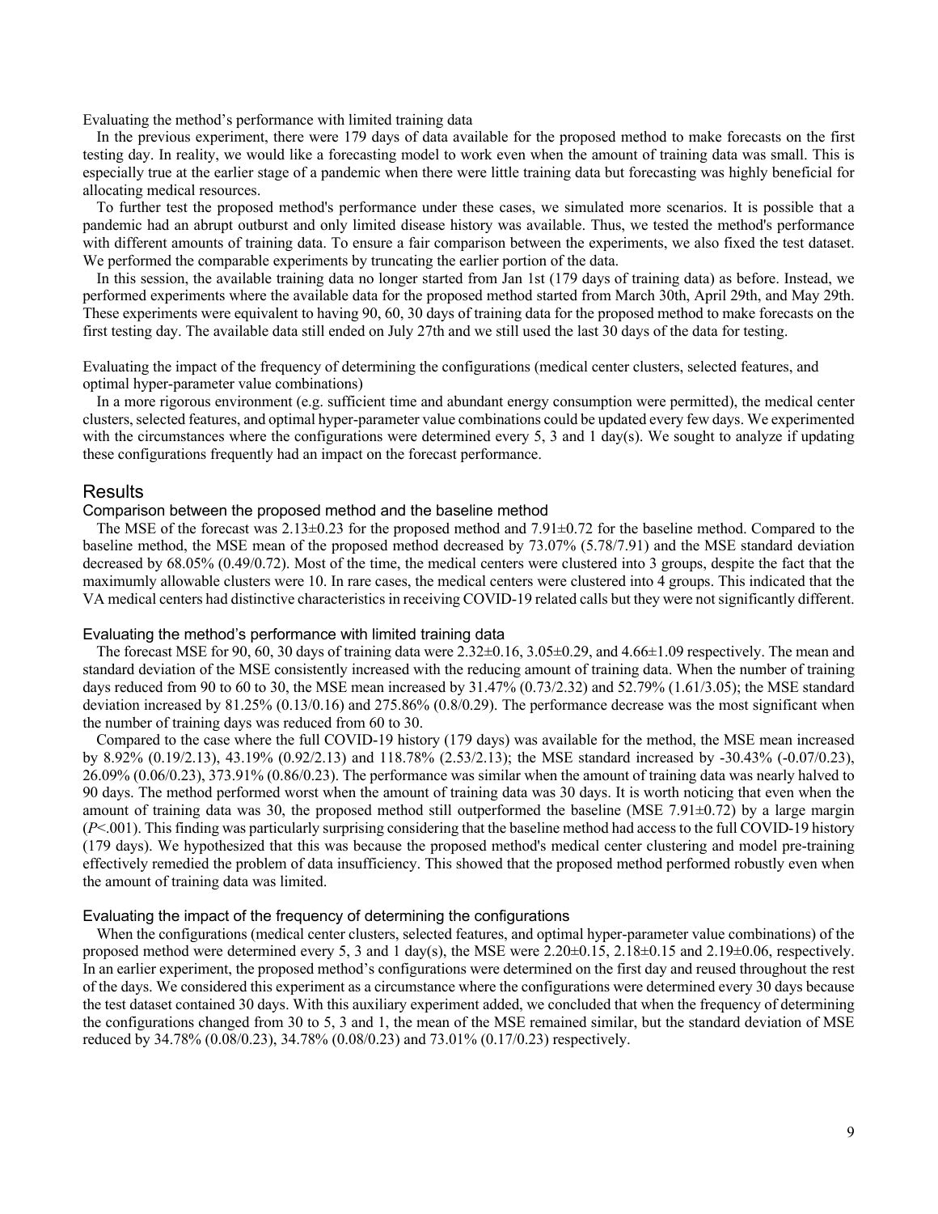Evaluating the method's performance with limited training data

In the previous experiment, there were 179 days of data available for the proposed method to make forecasts on the first testing day. In reality, we would like a forecasting model to work even when the amount of training data was small. This is especially true at the earlier stage of a pandemic when there were little training data but forecasting was highly beneficial for allocating medical resources.

To further test the proposed method's performance under these cases, we simulated more scenarios. It is possible that a pandemic had an abrupt outburst and only limited disease history was available. Thus, we tested the method's performance with different amounts of training data. To ensure a fair comparison between the experiments, we also fixed the test dataset. We performed the comparable experiments by truncating the earlier portion of the data.

In this session, the available training data no longer started from Jan 1st (179 days of training data) as before. Instead, we performed experiments where the available data for the proposed method started from March 30th, April 29th, and May 29th. These experiments were equivalent to having 90, 60, 30 days of training data for the proposed method to make forecasts on the first testing day. The available data still ended on July 27th and we still used the last 30 days of the data for testing.

Evaluating the impact of the frequency of determining the configurations (medical center clusters, selected features, and optimal hyper-parameter value combinations)

In a more rigorous environment (e.g. sufficient time and abundant energy consumption were permitted), the medical center clusters, selected features, and optimal hyper-parameter value combinations could be updated every few days. We experimented with the circumstances where the configurations were determined every 5, 3 and 1 day(s). We sought to analyze if updating these configurations frequently had an impact on the forecast performance.

## Results

### Comparison between the proposed method and the baseline method

The MSE of the forecast was 2.13±0.23 for the proposed method and 7.91±0.72 for the baseline method. Compared to the baseline method, the MSE mean of the proposed method decreased by 73.07% (5.78/7.91) and the MSE standard deviation decreased by 68.05% (0.49/0.72). Most of the time, the medical centers were clustered into 3 groups, despite the fact that the maximumly allowable clusters were 10. In rare cases, the medical centers were clustered into 4 groups. This indicated that the VA medical centers had distinctive characteristics in receiving COVID-19 related calls but they were not significantly different.

### Evaluating the method's performance with limited training data

The forecast MSE for 90, 60, 30 days of training data were 2.32±0.16, 3.05±0.29, and 4.66±1.09 respectively. The mean and standard deviation of the MSE consistently increased with the reducing amount of training data. When the number of training days reduced from 90 to 60 to 30, the MSE mean increased by 31.47% (0.73/2.32) and 52.79% (1.61/3.05); the MSE standard deviation increased by 81.25% (0.13/0.16) and 275.86% (0.8/0.29). The performance decrease was the most significant when the number of training days was reduced from 60 to 30.

Compared to the case where the full COVID-19 history (179 days) was available for the method, the MSE mean increased by 8.92% (0.19/2.13), 43.19% (0.92/2.13) and 118.78% (2.53/2.13); the MSE standard increased by -30.43% (-0.07/0.23), 26.09% (0.06/0.23), 373.91% (0.86/0.23). The performance was similar when the amount of training data was nearly halved to 90 days. The method performed worst when the amount of training data was 30 days. It is worth noticing that even when the amount of training data was 30, the proposed method still outperformed the baseline (MSE 7.91±0.72) by a large margin ($P$<.001). This finding was particularly surprising considering that the baseline method had access to the full COVID-19 history (179 days). We hypothesized that this was because the proposed method's medical center clustering and model pre-training effectively remedied the problem of data insufficiency. This showed that the proposed method performed robustly even when the amount of training data was limited.

### Evaluating the impact of the frequency of determining the configurations

When the configurations (medical center clusters, selected features, and optimal hyper-parameter value combinations) of the proposed method were determined every 5, 3 and 1 day(s), the MSE were 2.20±0.15, 2.18±0.15 and 2.19±0.06, respectively. In an earlier experiment, the proposed method's configurations were determined on the first day and reused throughout the rest of the days. We considered this experiment as a circumstance where the configurations were determined every 30 days because the test dataset contained 30 days. With this auxiliary experiment added, we concluded that when the frequency of determining the configurations changed from 30 to 5, 3 and 1, the mean of the MSE remained similar, but the standard deviation of MSE reduced by 34.78% (0.08/0.23), 34.78% (0.08/0.23) and 73.01% (0.17/0.23) respectively.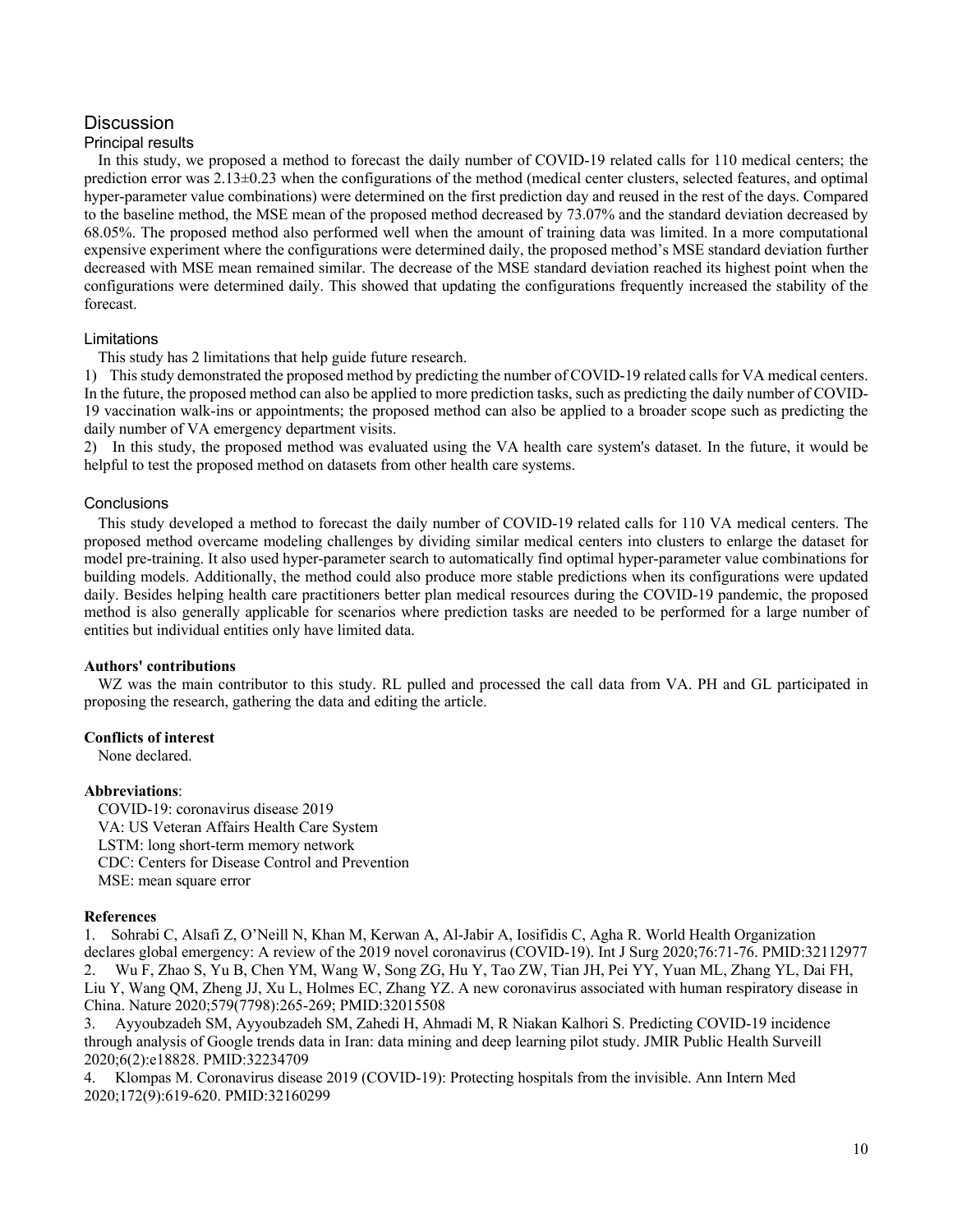## Discussion

### Principal results

In this study, we proposed a method to forecast the daily number of COVID-19 related calls for 110 medical centers; the prediction error was 2.13±0.23 when the configurations of the method (medical center clusters, selected features, and optimal hyper-parameter value combinations) were determined on the first prediction day and reused in the rest of the days. Compared to the baseline method, the MSE mean of the proposed method decreased by 73.07% and the standard deviation decreased by 68.05%. The proposed method also performed well when the amount of training data was limited. In a more computational expensive experiment where the configurations were determined daily, the proposed method's MSE standard deviation further decreased with MSE mean remained similar. The decrease of the MSE standard deviation reached its highest point when the configurations were determined daily. This showed that updating the configurations frequently increased the stability of the forecast.

### Limitations

This study has 2 limitations that help guide future research.

1) This study demonstrated the proposed method by predicting the number of COVID-19 related calls for VA medical centers. In the future, the proposed method can also be applied to more prediction tasks, such as predicting the daily number of COVID-19 vaccination walk-ins or appointments; the proposed method can also be applied to a broader scope such as predicting the daily number of VA emergency department visits.

2) In this study, the proposed method was evaluated using the VA health care system's dataset. In the future, it would be helpful to test the proposed method on datasets from other health care systems.

### Conclusions

This study developed a method to forecast the daily number of COVID-19 related calls for 110 VA medical centers. The proposed method overcame modeling challenges by dividing similar medical centers into clusters to enlarge the dataset for model pre-training. It also used hyper-parameter search to automatically find optimal hyper-parameter value combinations for building models. Additionally, the method could also produce more stable predictions when its configurations were updated daily. Besides helping health care practitioners better plan medical resources during the COVID-19 pandemic, the proposed method is also generally applicable for scenarios where prediction tasks are needed to be performed for a large number of entities but individual entities only have limited data.

**Authors' contributions**

WZ was the main contributor to this study. RL pulled and processed the call data from VA. PH and GL participated in proposing the research, gathering the data and editing the article.

**Conflicts of interest**

None declared.

**Abbreviations**:

COVID-19: coronavirus disease 2019
VA: US Veteran Affairs Health Care System
LSTM: long short-term memory network
CDC: Centers for Disease Control and Prevention
MSE: mean square error

**References**

1. Sohrabi C, Alsafi Z, O'Neill N, Khan M, Kerwan A, Al-Jabir A, Iosifidis C, Agha R. World Health Organization declares global emergency: A review of the 2019 novel coronavirus (COVID-19). Int J Surg 2020;76:71-76. PMID:32112977
2. Wu F, Zhao S, Yu B, Chen YM, Wang W, Song ZG, Hu Y, Tao ZW, Tian JH, Pei YY, Yuan ML, Zhang YL, Dai FH, Liu Y, Wang QM, Zheng JJ, Xu L, Holmes EC, Zhang YZ. A new coronavirus associated with human respiratory disease in China. Nature 2020;579(7798):265-269; PMID:32015508
3. Ayyoubzadeh SM, Ayyoubzadeh SM, Zahedi H, Ahmadi M, R Niakan Kalhori S. Predicting COVID-19 incidence through analysis of Google trends data in Iran: data mining and deep learning pilot study. JMIR Public Health Surveill 2020;6(2):e18828. PMID:32234709
4. Klompas M. Coronavirus disease 2019 (COVID-19): Protecting hospitals from the invisible. Ann Intern Med 2020;172(9):619-620. PMID:32160299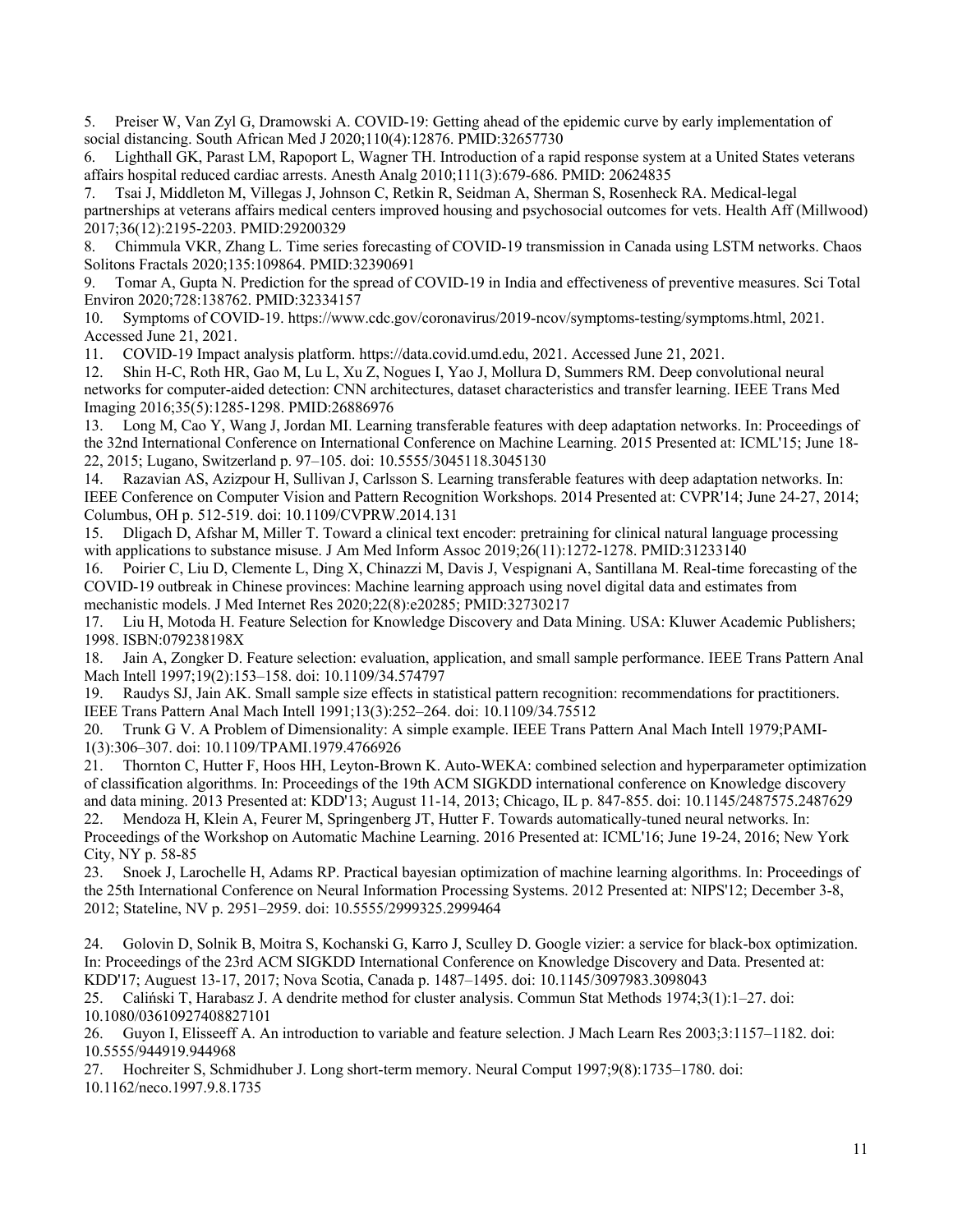5. Preiser W, Van Zyl G, Dramowski A. COVID-19: Getting ahead of the epidemic curve by early implementation of social distancing. South African Med J 2020;110(4):12876. PMID:32657730
6. Lighthall GK, Parast LM, Rapoport L, Wagner TH. Introduction of a rapid response system at a United States veterans affairs hospital reduced cardiac arrests. Anesth Analg 2010;111(3):679-686. PMID: 20624835
7. Tsai J, Middleton M, Villegas J, Johnson C, Retkin R, Seidman A, Sherman S, Rosenheck RA. Medical-legal partnerships at veterans affairs medical centers improved housing and psychosocial outcomes for vets. Health Aff (Millwood) 2017;36(12):2195-2203. PMID:29200329
8. Chimmula VKR, Zhang L. Time series forecasting of COVID-19 transmission in Canada using LSTM networks. Chaos Solitons Fractals 2020;135:109864. PMID:32390691
9. Tomar A, Gupta N. Prediction for the spread of COVID-19 in India and effectiveness of preventive measures. Sci Total Environ 2020;728:138762. PMID:32334157
10. Symptoms of COVID-19. https://www.cdc.gov/coronavirus/2019-ncov/symptoms-testing/symptoms.html, 2021. Accessed June 21, 2021.
11. COVID-19 Impact analysis platform. https://data.covid.umd.edu, 2021. Accessed June 21, 2021.
12. Shin H-C, Roth HR, Gao M, Lu L, Xu Z, Nogues I, Yao J, Mollura D, Summers RM. Deep convolutional neural networks for computer-aided detection: CNN architectures, dataset characteristics and transfer learning. IEEE Trans Med Imaging 2016;35(5):1285-1298. PMID:26886976
13. Long M, Cao Y, Wang J, Jordan MI. Learning transferable features with deep adaptation networks. In: Proceedings of the 32nd International Conference on International Conference on Machine Learning. 2015 Presented at: ICML'15; June 18-22, 2015; Lugano, Switzerland p. 97–105. doi: 10.5555/3045118.3045130
14. Razavian AS, Azizpour H, Sullivan J, Carlsson S. Learning transferable features with deep adaptation networks. In: IEEE Conference on Computer Vision and Pattern Recognition Workshops. 2014 Presented at: CVPR'14; June 24-27, 2014; Columbus, OH p. 512-519. doi: 10.1109/CVPRW.2014.131
15. Dligach D, Afshar M, Miller T. Toward a clinical text encoder: pretraining for clinical natural language processing with applications to substance misuse. J Am Med Inform Assoc 2019;26(11):1272-1278. PMID:31233140
16. Poirier C, Liu D, Clemente L, Ding X, Chinazzi M, Davis J, Vespignani A, Santillana M. Real-time forecasting of the COVID-19 outbreak in Chinese provinces: Machine learning approach using novel digital data and estimates from mechanistic models. J Med Internet Res 2020;22(8):e20285; PMID:32730217
17. Liu H, Motoda H. Feature Selection for Knowledge Discovery and Data Mining. USA: Kluwer Academic Publishers; 1998. ISBN:079238198X
18. Jain A, Zongker D. Feature selection: evaluation, application, and small sample performance. IEEE Trans Pattern Anal Mach Intell 1997;19(2):153–158. doi: 10.1109/34.574797
19. Raudys SJ, Jain AK. Small sample size effects in statistical pattern recognition: recommendations for practitioners. IEEE Trans Pattern Anal Mach Intell 1991;13(3):252–264. doi: 10.1109/34.75512
20. Trunk G V. A Problem of Dimensionality: A simple example. IEEE Trans Pattern Anal Mach Intell 1979;PAMI-1(3):306–307. doi: 10.1109/TPAMI.1979.4766926
21. Thornton C, Hutter F, Hoos HH, Leyton-Brown K. Auto-WEKA: combined selection and hyperparameter optimization of classification algorithms. In: Proceedings of the 19th ACM SIGKDD international conference on Knowledge discovery and data mining. 2013 Presented at: KDD'13; August 11-14, 2013; Chicago, IL p. 847-855. doi: 10.1145/2487575.2487629
22. Mendoza H, Klein A, Feurer M, Springenberg JT, Hutter F. Towards automatically-tuned neural networks. In: Proceedings of the Workshop on Automatic Machine Learning. 2016 Presented at: ICML'16; June 19-24, 2016; New York City, NY p. 58-85
23. Snoek J, Larochelle H, Adams RP. Practical bayesian optimization of machine learning algorithms. In: Proceedings of the 25th International Conference on Neural Information Processing Systems. 2012 Presented at: NIPS'12; December 3-8, 2012; Stateline, NV p. 2951–2959. doi: 10.5555/2999325.2999464

24. Golovin D, Solnik B, Moitra S, Kochanski G, Karro J, Sculley D. Google vizier: a service for black-box optimization. In: Proceedings of the 23rd ACM SIGKDD International Conference on Knowledge Discovery and Data. Presented at: KDD'17; Auguest 13-17, 2017; Nova Scotia, Canada p. 1487–1495. doi: 10.1145/3097983.3098043
25. Caliński T, Harabasz J. A dendrite method for cluster analysis. Commun Stat Methods 1974;3(1):1–27. doi: 10.1080/03610927408827101
26. Guyon I, Elisseeff A. An introduction to variable and feature selection. J Mach Learn Res 2003;3:1157–1182. doi: 10.5555/944919.944968
27. Hochreiter S, Schmidhuber J. Long short-term memory. Neural Comput 1997;9(8):1735–1780. doi: 10.1162/neco.1997.9.8.1735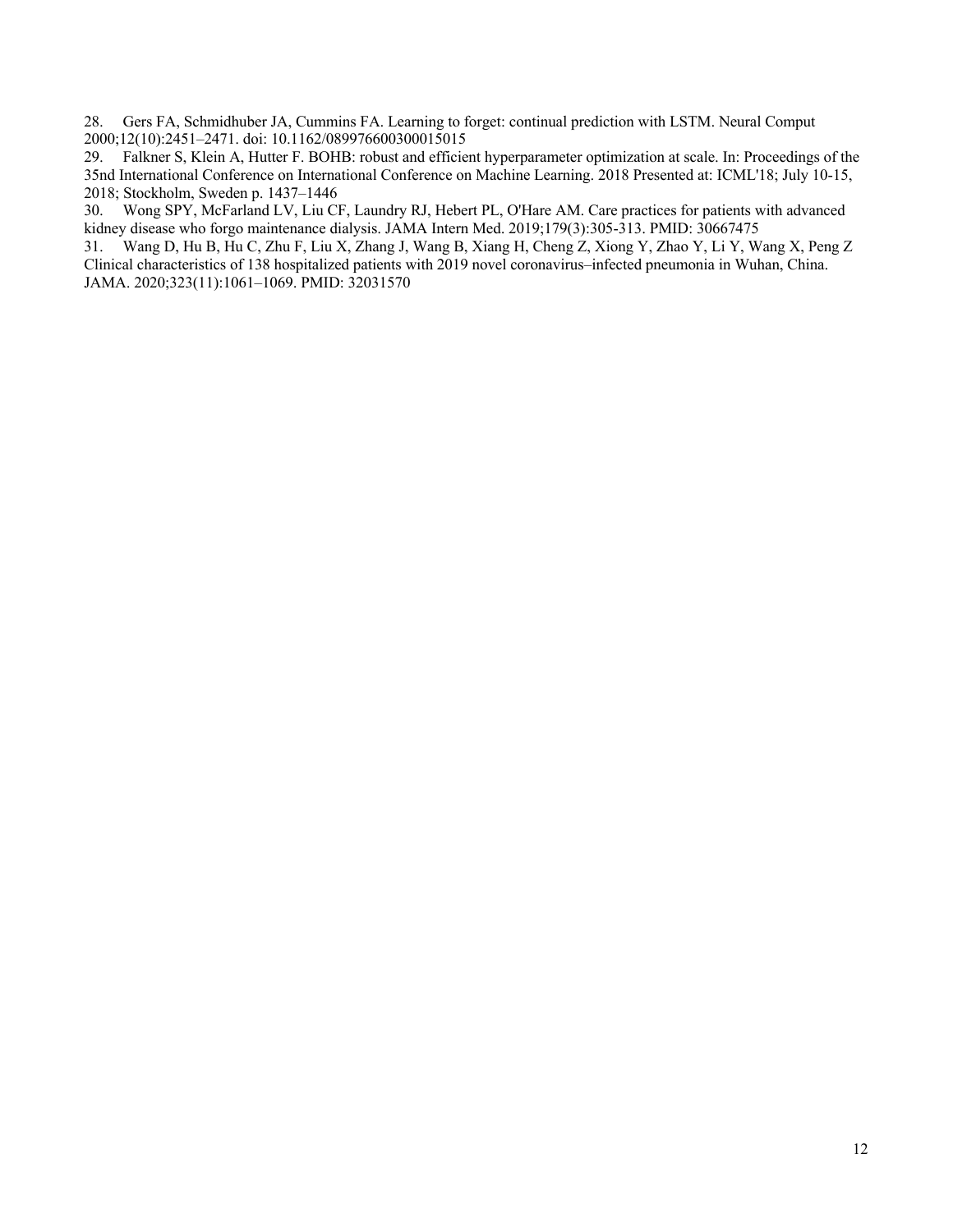28. Gers FA, Schmidhuber JA, Cummins FA. Learning to forget: continual prediction with LSTM. Neural Comput 2000;12(10):2451–2471. doi: 10.1162/089976600300015015

29. Falkner S, Klein A, Hutter F. BOHB: robust and efficient hyperparameter optimization at scale. In: Proceedings of the 35nd International Conference on International Conference on Machine Learning. 2018 Presented at: ICML'18; July 10-15, 2018; Stockholm, Sweden p. 1437–1446

30. Wong SPY, McFarland LV, Liu CF, Laundry RJ, Hebert PL, O'Hare AM. Care practices for patients with advanced kidney disease who forgo maintenance dialysis. JAMA Intern Med. 2019;179(3):305-313. PMID: 30667475

31. Wang D, Hu B, Hu C, Zhu F, Liu X, Zhang J, Wang B, Xiang H, Cheng Z, Xiong Y, Zhao Y, Li Y, Wang X, Peng Z Clinical characteristics of 138 hospitalized patients with 2019 novel coronavirus–infected pneumonia in Wuhan, China. JAMA. 2020;323(11):1061–1069. PMID: 32031570